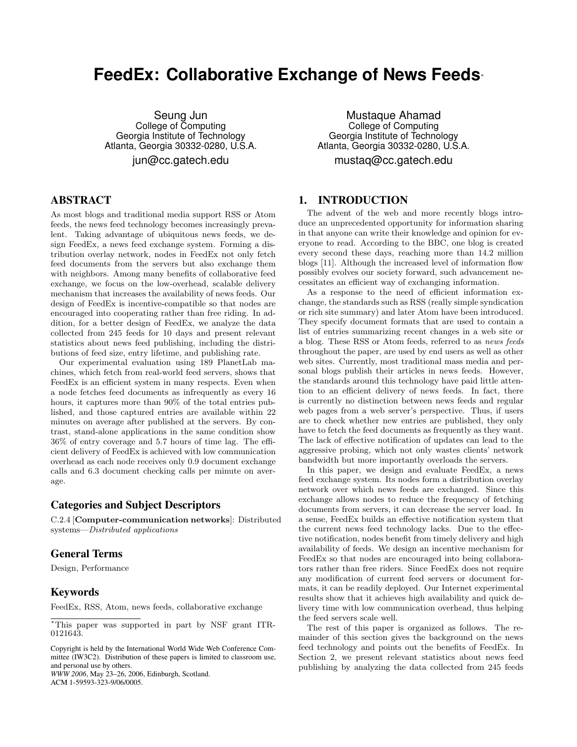# FeedEx: Collaborative Exchange of News Feeds*

Seung Jun
College of Computing
Georgia Institute of Technology
Atlanta, Georgia 30332-0280, U.S.A.
jun@cc.gatech.edu

Mustaque Ahamad
College of Computing
Georgia Institute of Technology
Atlanta, Georgia 30332-0280, U.S.A.
mustaq@cc.gatech.edu

## ABSTRACT

As most blogs and traditional media support RSS or Atom feeds, the news feed technology becomes increasingly prevalent. Taking advantage of ubiquitous news feeds, we design FeedEx, a news feed exchange system. Forming a distribution overlay network, nodes in FeedEx not only fetch feed documents from the servers but also exchange them with neighbors. Among many benefits of collaborative feed exchange, we focus on the low-overhead, scalable delivery mechanism that increases the availability of news feeds. Our design of FeedEx is incentive-compatible so that nodes are encouraged into cooperating rather than free riding. In addition, for a better design of FeedEx, we analyze the data collected from 245 feeds for 10 days and present relevant statistics about news feed publishing, including the distributions of feed size, entry lifetime, and publishing rate.

Our experimental evaluation using 189 PlanetLab machines, which fetch from real-world feed servers, shows that FeedEx is an efficient system in many respects. Even when a node fetches feed documents as infrequently as every 16 hours, it captures more than 90% of the total entries published, and those captured entries are available within 22 minutes on average after published at the servers. By contrast, stand-alone applications in the same condition show 36% of entry coverage and 5.7 hours of time lag. The efficient delivery of FeedEx is achieved with low communication overhead as each node receives only 0.9 document exchange calls and 6.3 document checking calls per minute on average.

### Categories and Subject Descriptors

C.2.4 [**Computer-communication networks**]: Distributed systems—*Distributed applications*

### General Terms

Design, Performance

### Keywords

FeedEx, RSS, Atom, news feeds, collaborative exchange

*This paper was supported in part by NSF grant ITR-0121643.

Copyright is held by the International World Wide Web Conference Committee (IW3C2). Distribution of these papers is limited to classroom use, and personal use by others.
*WWW 2006*, May 23–26, 2006, Edinburgh, Scotland.
ACM 1-59593-323-9/06/0005.

## 1. INTRODUCTION

The advent of the web and more recently blogs introduce an unprecedented opportunity for information sharing in that anyone can write their knowledge and opinion for everyone to read. According to the BBC, one blog is created every second these days, reaching more than 14.2 million blogs [11]. Although the increased level of information flow possibly evolves our society forward, such advancement necessitates an efficient way of exchanging information.

As a response to the need of efficient information exchange, the standards such as RSS (really simple syndication or rich site summary) and later Atom have been introduced. They specify document formats that are used to contain a list of entries summarizing recent changes in a web site or a blog. These RSS or Atom feeds, referred to as *news feeds* throughout the paper, are used by end users as well as other web sites. Currently, most traditional mass media and personal blogs publish their articles in news feeds. However, the standards around this technology have paid little attention to an efficient delivery of news feeds. In fact, there is currently no distinction between news feeds and regular web pages from a web server's perspective. Thus, if users are to check whether new entries are published, they only have to fetch the feed documents as frequently as they want. The lack of effective notification of updates can lead to the aggressive probing, which not only wastes clients' network bandwidth but more importantly overloads the servers.

In this paper, we design and evaluate FeedEx, a news feed exchange system. Its nodes form a distribution overlay network over which news feeds are exchanged. Since this exchange allows nodes to reduce the frequency of fetching documents from servers, it can decrease the server load. In a sense, FeedEx builds an effective notification system that the current news feed technology lacks. Due to the effective notification, nodes benefit from timely delivery and high availability of feeds. We design an incentive mechanism for FeedEx so that nodes are encouraged into being collaborators rather than free riders. Since FeedEx does not require any modification of current feed servers or document formats, it can be readily deployed. Our Internet experimental results show that it achieves high availability and quick delivery time with low communication overhead, thus helping the feed servers scale well.

The rest of this paper is organized as follows. The remainder of this section gives the background on the news feed technology and points out the benefits of FeedEx. In Section 2, we present relevant statistics about news feed publishing by analyzing the data collected from 245 feeds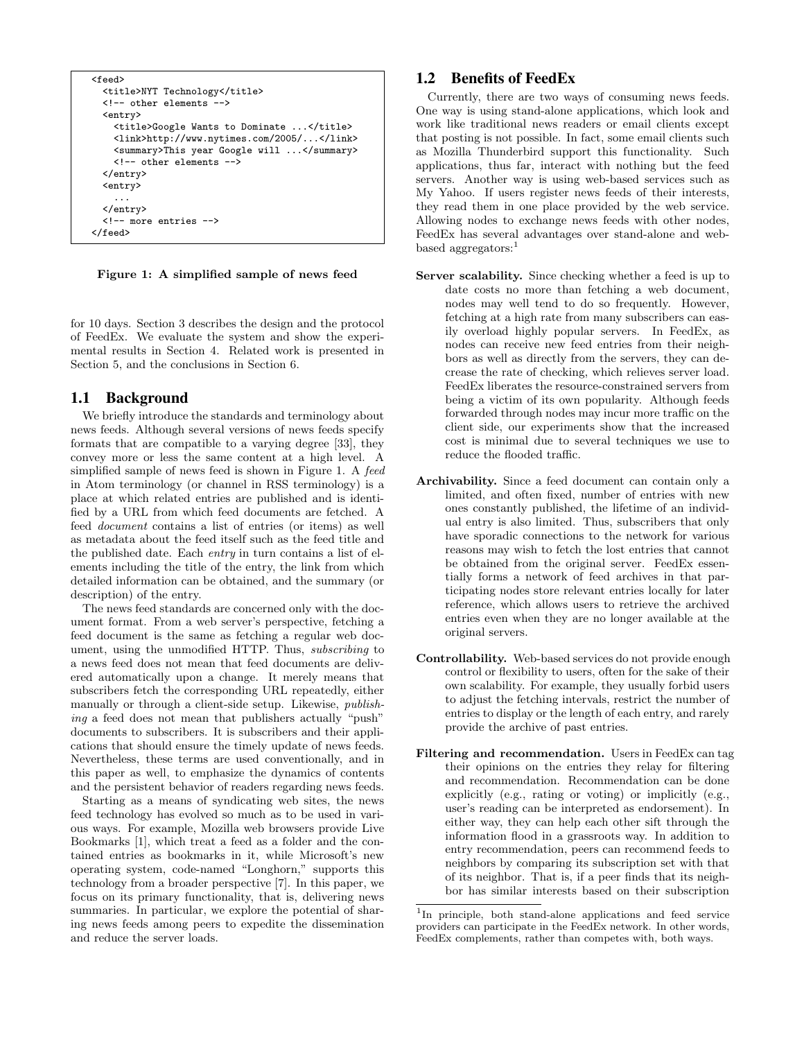```
<feed>
  <title>NYT Technology</title>
  <!-- other elements -->
  <entry>
    <title>Google Wants to Dominate ...</title>
    <link>http://www.nytimes.com/2005/...</link>
    <summary>This year Google will ...</summary>
    <!-- other elements -->
  </entry>
  <entry>
    ...
  </entry>
  <!-- more entries -->
</feed>
```

**Figure 1: A simplified sample of news feed**

for 10 days. Section 3 describes the design and the protocol of FeedEx. We evaluate the system and show the experimental results in Section 4. Related work is presented in Section 5, and the conclusions in Section 6.

## 1.1 Background

We briefly introduce the standards and terminology about news feeds. Although several versions of news feeds specify formats that are compatible to a varying degree [33], they convey more or less the same content at a high level. A simplified sample of news feed is shown in Figure 1. A *feed* in Atom terminology (or channel in RSS terminology) is a place at which related entries are published and is identified by a URL from which feed documents are fetched. A feed *document* contains a list of entries (or items) as well as metadata about the feed itself such as the feed title and the published date. Each *entry* in turn contains a list of elements including the title of the entry, the link from which detailed information can be obtained, and the summary (or description) of the entry.

The news feed standards are concerned only with the document format. From a web server's perspective, fetching a feed document is the same as fetching a regular web document, using the unmodified HTTP. Thus, *subscribing* to a news feed does not mean that feed documents are delivered automatically upon a change. It merely means that subscribers fetch the corresponding URL repeatedly, either manually or through a client-side setup. Likewise, *publishing* a feed does not mean that publishers actually "push" documents to subscribers. It is subscribers and their applications that should ensure the timely update of news feeds. Nevertheless, these terms are used conventionally, and in this paper as well, to emphasize the dynamics of contents and the persistent behavior of readers regarding news feeds.

Starting as a means of syndicating web sites, the news feed technology has evolved so much as to be used in various ways. For example, Mozilla web browsers provide Live Bookmarks [1], which treat a feed as a folder and the contained entries as bookmarks in it, while Microsoft's new operating system, code-named "Longhorn," supports this technology from a broader perspective [7]. In this paper, we focus on its primary functionality, that is, delivering news summaries. In particular, we explore the potential of sharing news feeds among peers to expedite the dissemination and reduce the server loads.

## 1.2 Benefits of FeedEx

Currently, there are two ways of consuming news feeds. One way is using stand-alone applications, which look and work like traditional news readers or email clients except that posting is not possible. In fact, some email clients such as Mozilla Thunderbird support this functionality. Such applications, thus far, interact with nothing but the feed servers. Another way is using web-based services such as My Yahoo. If users register news feeds of their interests, they read them in one place provided by the web service. Allowing nodes to exchange news feeds with other nodes, FeedEx has several advantages over stand-alone and web-based aggregators:[1]

**Server scalability.** Since checking whether a feed is up to date costs no more than fetching a web document, nodes may well tend to do so frequently. However, fetching at a high rate from many subscribers can easily overload highly popular servers. In FeedEx, as nodes can receive new feed entries from their neighbors as well as directly from the servers, they can decrease the rate of checking, which relieves server load. FeedEx liberates the resource-constrained servers from being a victim of its own popularity. Although feeds forwarded through nodes may incur more traffic on the client side, our experiments show that the increased cost is minimal due to several techniques we use to reduce the flooded traffic.

**Archivability.** Since a feed document can contain only a limited, and often fixed, number of entries with new ones constantly published, the lifetime of an individual entry is also limited. Thus, subscribers that only have sporadic connections to the network for various reasons may wish to fetch the lost entries that cannot be obtained from the original server. FeedEx essentially forms a network of feed archives in that participating nodes store relevant entries locally for later reference, which allows users to retrieve the archived entries even when they are no longer available at the original servers.

**Controllability.** Web-based services do not provide enough control or flexibility to users, often for the sake of their own scalability. For example, they usually forbid users to adjust the fetching intervals, restrict the number of entries to display or the length of each entry, and rarely provide the archive of past entries.

**Filtering and recommendation.** Users in FeedEx can tag their opinions on the entries they relay for filtering and recommendation. Recommendation can be done explicitly (e.g., rating or voting) or implicitly (e.g., user's reading can be interpreted as endorsement). In either way, they can help each other sift through the information flood in a grassroots way. In addition to entry recommendation, peers can recommend feeds to neighbors by comparing its subscription set with that of its neighbor. That is, if a peer finds that its neighbor has similar interests based on their subscription

[1] In principle, both stand-alone applications and feed service providers can participate in the FeedEx network. In other words, FeedEx complements, rather than competes with, both ways.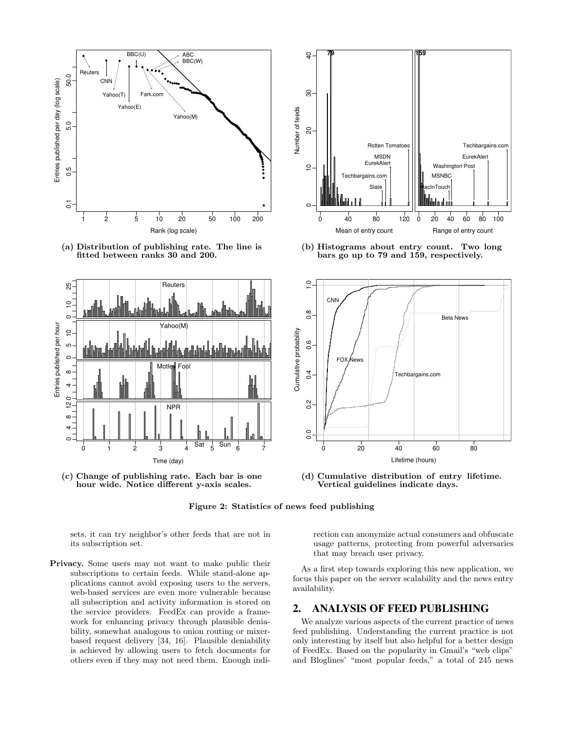(a) Distribution of publishing rate. The line is fitted between ranks 30 and 200.

(b) Histograms about entry count. Two long bars go up to 79 and 159, respectively.

(c) Change of publishing rate. Each bar is one hour wide. Notice different y-axis scales.

(d) Cumulative distribution of entry lifetime. Vertical guidelines indicate days.

**Figure 2: Statistics of news feed publishing**

sets, it can try neighbor's other feeds that are not in its subscription set.

**Privacy.** Some users may not want to make public their subscriptions to certain feeds. While stand-alone applications cannot avoid exposing users to the servers, web-based services are even more vulnerable because all subscription and activity information is stored on the service providers. FeedEx can provide a framework for enhancing privacy through plausible deniability, somewhat analogous to onion routing or mixer-based request delivery [34, 16]. Plausible deniability is achieved by allowing users to fetch documents for others even if they may not need them. Enough indirection can anonymize actual consumers and obfuscate usage patterns, protecting from powerful adversaries that may breach user privacy.

As a first step towards exploring this new application, we focus this paper on the server scalability and the news entry availability.

## 2. ANALYSIS OF FEED PUBLISHING

We analyze various aspects of the current practice of news feed publishing. Understanding the current practice is not only interesting by itself but also helpful for a better design of FeedEx. Based on the popularity in Gmail's "web clips" and Bloglines' "most popular feeds," a total of 245 news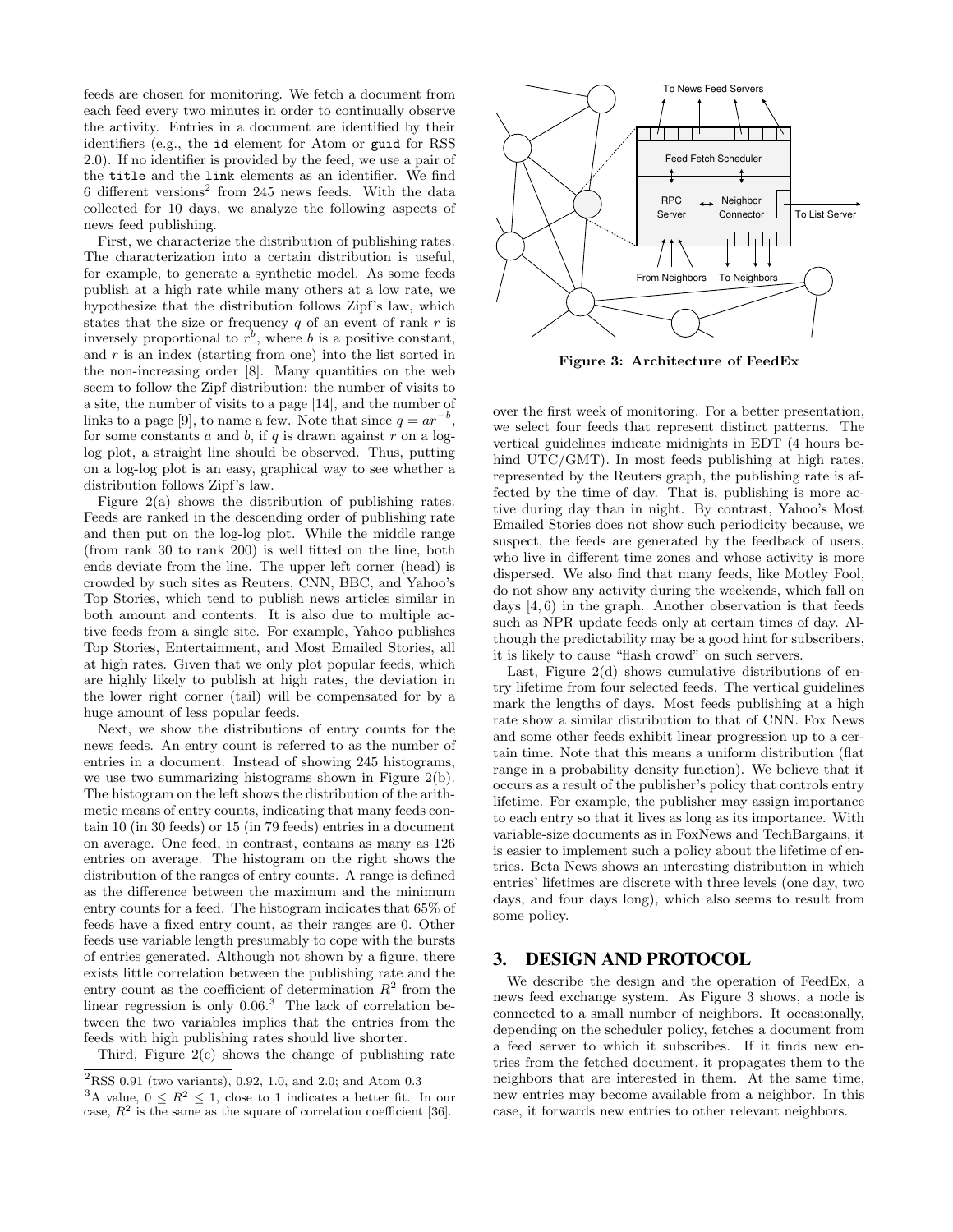feeds are chosen for monitoring. We fetch a document from each feed every two minutes in order to continually observe the activity. Entries in a document are identified by their identifiers (e.g., the id element for Atom or guid for RSS 2.0). If no identifier is provided by the feed, we use a pair of the title and the link elements as an identifier. We find 6 different versions[2] from 245 news feeds. With the data collected for 10 days, we analyze the following aspects of news feed publishing.

First, we characterize the distribution of publishing rates. The characterization into a certain distribution is useful, for example, to generate a synthetic model. As some feeds publish at a high rate while many others at a low rate, we hypothesize that the distribution follows Zipf's law, which states that the size or frequency $q$ of an event of rank $r$ is inversely proportional to $r^b$, where $b$ is a positive constant, and $r$ is an index (starting from one) into the list sorted in the non-increasing order [8]. Many quantities on the web seem to follow the Zipf distribution: the number of visits to a site, the number of visits to a page [14], and the number of links to a page [9], to name a few. Note that since $q = ar^{-b}$, for some constants $a$ and $b$, if $q$ is drawn against $r$ on a log-log plot, a straight line should be observed. Thus, putting on a log-log plot is an easy, graphical way to see whether a distribution follows Zipf's law.

Figure 2(a) shows the distribution of publishing rates. Feeds are ranked in the descending order of publishing rate and then put on the log-log plot. While the middle range (from rank 30 to rank 200) is well fitted on the line, both ends deviate from the line. The upper left corner (head) is crowded by such sites as Reuters, CNN, BBC, and Yahoo's Top Stories, which tend to publish news articles similar in both amount and contents. It is also due to multiple active feeds from a single site. For example, Yahoo publishes Top Stories, Entertainment, and Most Emailed Stories, all at high rates. Given that we only plot popular feeds, which are highly likely to publish at high rates, the deviation in the lower right corner (tail) will be compensated for by a huge amount of less popular feeds.

Next, we show the distributions of entry counts for the news feeds. An entry count is referred to as the number of entries in a document. Instead of showing 245 histograms, we use two summarizing histograms shown in Figure 2(b). The histogram on the left shows the distribution of the arithmetic means of entry counts, indicating that many feeds contain 10 (in 30 feeds) or 15 (in 79 feeds) entries in a document on average. One feed, in contrast, contains as many as 126 entries on average. The histogram on the right shows the distribution of the ranges of entry counts. A range is defined as the difference between the maximum and the minimum entry counts for a feed. The histogram indicates that 65% of feeds have a fixed entry count, as their ranges are 0. Other feeds use variable length presumably to cope with the bursts of entries generated. Although not shown by a figure, there exists little correlation between the publishing rate and the entry count as the coefficient of determination $R^2$ from the linear regression is only 0.06.[3] The lack of correlation between the two variables implies that the entries from the feeds with high publishing rates should live shorter.

Third, Figure 2(c) shows the change of publishing rate over the first week of monitoring. For a better presentation, we select four feeds that represent distinct patterns. The vertical guidelines indicate midnights in EDT (4 hours behind UTC/GMT). In most feeds publishing at high rates, represented by the Reuters graph, the publishing rate is affected by the time of day. That is, publishing is more active during day than in night. By contrast, Yahoo's Most Emailed Stories does not show such periodicity because, we suspect, the feeds are generated by the feedback of users, who live in different time zones and whose activity is more dispersed. We also find that many feeds, like Motley Fool, do not show any activity during the weekends, which fall on days $[4, 6)$ in the graph. Another observation is that feeds such as NPR update feeds only at certain times of day. Although the predictability may be a good hint for subscribers, it is likely to cause "flash crowd" on such servers.

Last, Figure 2(d) shows cumulative distributions of entry lifetime from four selected feeds. The vertical guidelines mark the lengths of days. Most feeds publishing at a high rate show a similar distribution to that of CNN. Fox News and some other feeds exhibit linear progression up to a certain time. Note that this means a uniform distribution (flat range in a probability density function). We believe that it occurs as a result of the publisher's policy that controls entry lifetime. For example, the publisher may assign importance to each entry so that it lives as long as its importance. With variable-size documents as in FoxNews and TechBargains, it is easier to implement such a policy about the lifetime of entries. Beta News shows an interesting distribution in which entries' lifetimes are discrete with three levels (one day, two days, and four days long), which also seems to result from some policy.

To News Feed Servers

Feed Fetch Scheduler

RPC Server | Neighbor Connector | To List Server

From Neighbors | To Neighbors

**Figure 3: Architecture of FeedEx**

## 3. DESIGN AND PROTOCOL

We describe the design and the operation of FeedEx, a news feed exchange system. As Figure 3 shows, a node is connected to a small number of neighbors. It occasionally, depending on the scheduler policy, fetches a document from a feed server to which it subscribes. If it finds new entries from the fetched document, it propagates them to the neighbors that are interested in them. At the same time, new entries may become available from a neighbor. In this case, it forwards new entries to other relevant neighbors.

---

[2] RSS 0.91 (two variants), 0.92, 1.0, and 2.0; and Atom 0.3

[3] A value, $0 \leq R^2 \leq 1$, close to 1 indicates a better fit. In our case, $R^2$ is the same as the square of correlation coefficient [36].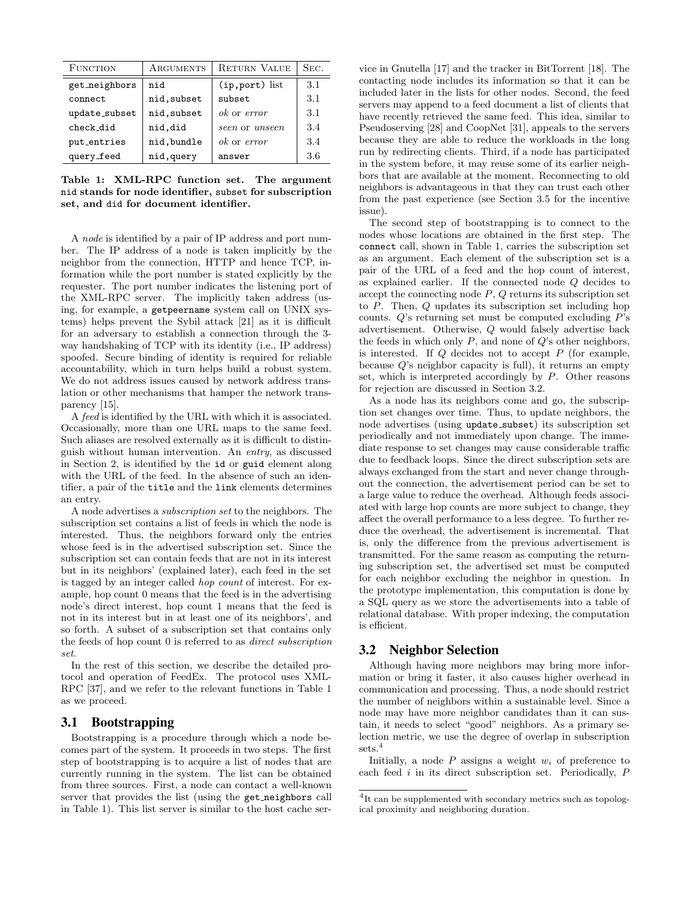| Function | Arguments | Return Value | Sec. |
|---|---|---|---|
| `get_neighbors` | `nid` | (`ip,port`) list | 3.1 |
| `connect` | `nid,subset` | `subset` | 3.1 |
| `update_subset` | `nid,subset` | *ok* or *error* | 3.1 |
| `check_did` | `nid,did` | *seen* or *unseen* | 3.4 |
| `put_entries` | `nid,bundle` | *ok* or *error* | 3.4 |
| `query_feed` | `nid,query` | `answer` | 3.6 |

**Table 1: XML-RPC function set. The argument `nid` stands for node identifier, `subset` for subscription set, and `did` for document identifier.**

A *node* is identified by a pair of IP address and port number. The IP address of a node is taken implicitly by the neighbor from the connection, HTTP and hence TCP, information while the port number is stated explicitly by the requester. The port number indicates the listening port of the XML-RPC server. The implicitly taken address (using, for example, a `getpeername` system call on UNIX systems) helps prevent the Sybil attack [21] as it is difficult for an adversary to establish a connection through the 3-way handshaking of TCP with its identity (i.e., IP address) spoofed. Secure binding of identity is required for reliable accountability, which in turn helps build a robust system. We do not address issues caused by network address translation or other mechanisms that hamper the network transparency [15].

A *feed* is identified by the URL with which it is associated. Occasionally, more than one URL maps to the same feed. Such aliases are resolved externally as it is difficult to distinguish without human intervention. An *entry*, as discussed in Section 2, is identified by the `id` or `guid` element along with the URL of the feed. In the absence of such an identifier, a pair of the `title` and the `link` elements determines an entry.

A node advertises a *subscription set* to the neighbors. The subscription set contains a list of feeds in which the node is interested. Thus, the neighbors forward only the entries whose feed is in the advertised subscription set. Since the subscription set can contain feeds that are not in its interest but in its neighbors' (explained later), each feed in the set is tagged by an integer called *hop count* of interest. For example, hop count 0 means that the feed is in the advertising node's direct interest, hop count 1 means that the feed is not in its interest but in at least one of its neighbors', and so forth. A subset of a subscription set that contains only the feeds of hop count 0 is referred to as *direct subscription set*.

In the rest of this section, we describe the detailed protocol and operation of FeedEx. The protocol uses XML-RPC [37], and we refer to the relevant functions in Table 1 as we proceed.

## 3.1 Bootstrapping

Bootstrapping is a procedure through which a node becomes part of the system. It proceeds in two steps. The first step of bootstrapping is to acquire a list of nodes that are currently running in the system. The list can be obtained from three sources. First, a node can contact a well-known server that provides the list (using the `get_neighbors` call in Table 1). This list server is similar to the host cache service in Gnutella [17] and the tracker in BitTorrent [18]. The contacting node includes its information so that it can be included later in the lists for other nodes. Second, the feed servers may append to a feed document a list of clients that have recently retrieved the same feed. This idea, similar to Pseudoserving [28] and CoopNet [31], appeals to the servers because they are able to reduce the workloads in the long run by redirecting clients. Third, if a node has participated in the system before, it may reuse some of its earlier neighbors that are available at the moment. Reconnecting to old neighbors is advantageous in that they can trust each other from the past experience (see Section 3.5 for the incentive issue).

The second step of bootstrapping is to connect to the nodes whose locations are obtained in the first step. The `connect` call, shown in Table 1, carries the subscription set as an argument. Each element of the subscription set is a pair of the URL of a feed and the hop count of interest, as explained earlier. If the connected node $Q$ decides to accept the connecting node $P$, $Q$ returns its subscription set to $P$. Then, $Q$ updates its subscription set including hop counts. $Q$'s returning set must be computed excluding $P$'s advertisement. Otherwise, $Q$ would falsely advertise back the feeds in which only $P$, and none of $Q$'s other neighbors, is interested. If $Q$ decides not to accept $P$ (for example, because $Q$'s neighbor capacity is full), it returns an empty set, which is interpreted accordingly by $P$. Other reasons for rejection are discussed in Section 3.2.

As a node has its neighbors come and go, the subscription set changes over time. Thus, to update neighbors, the node advertises (using `update_subset`) its subscription set periodically and not immediately upon change. The immediate response to set changes may cause considerable traffic due to feedback loops. Since the direct subscription sets are always exchanged from the start and never change throughout the connection, the advertisement period can be set to a large value to reduce the overhead. Although feeds associated with large hop counts are more subject to change, they affect the overall performance to a less degree. To further reduce the overhead, the advertisement is incremental. That is, only the difference from the previous advertisement is transmitted. For the same reason as computing the returning subscription set, the advertised set must be computed for each neighbor excluding the neighbor in question. In the prototype implementation, this computation is done by a SQL query as we store the advertisements into a table of relational database. With proper indexing, the computation is efficient.

## 3.2 Neighbor Selection

Although having more neighbors may bring more information or bring it faster, it also causes higher overhead in communication and processing. Thus, a node should restrict the number of neighbors within a sustainable level. Since a node may have more neighbor candidates than it can sustain, it needs to select "good" neighbors. As a primary selection metric, we use the degree of overlap in subscription sets.[4]

Initially, a node $P$ assigns a weight $w_i$ of preference to each feed $i$ in its direct subscription set. Periodically, $P$

[4] It can be supplemented with secondary metrics such as topological proximity and neighboring duration.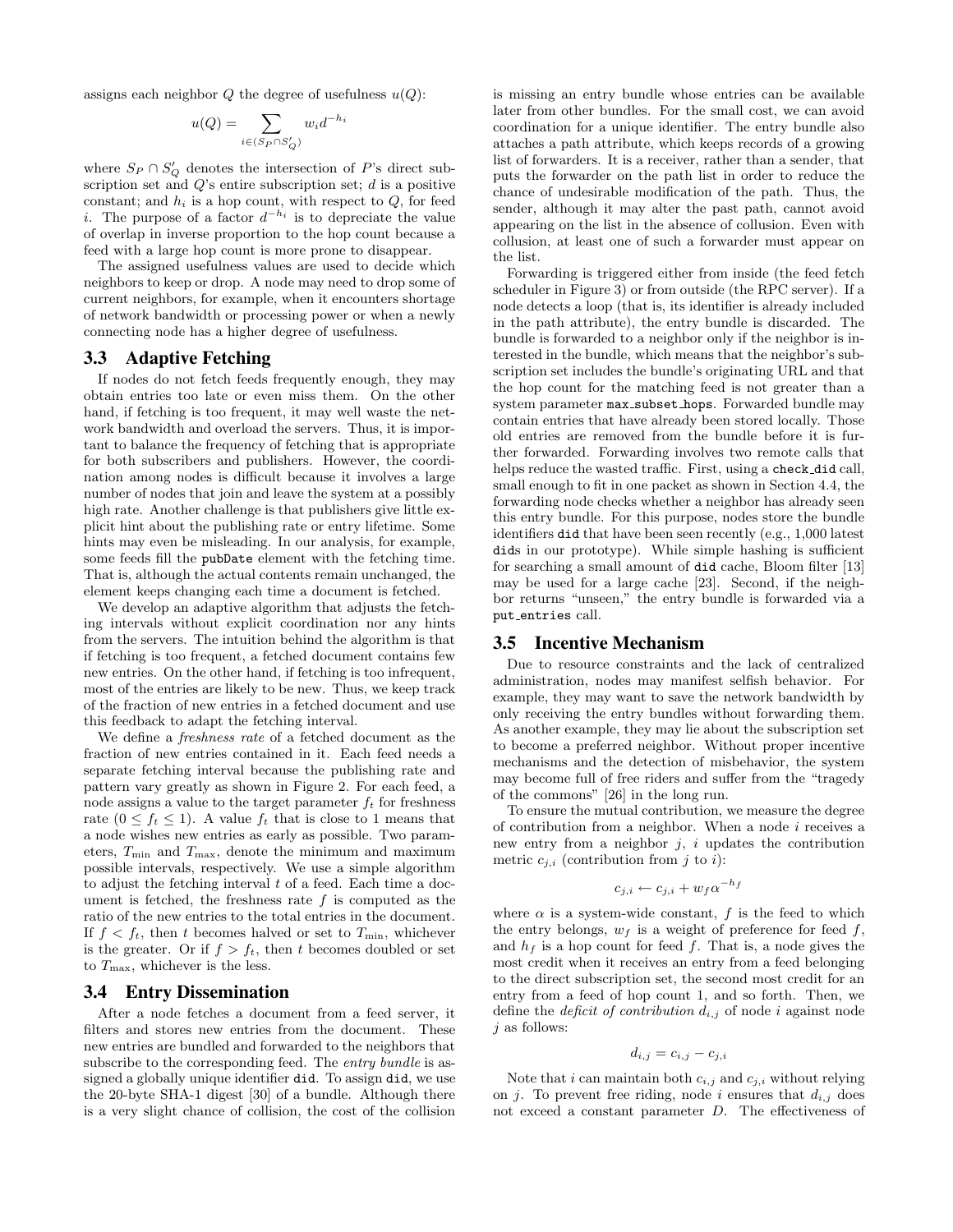assigns each neighbor $Q$ the degree of usefulness $u(Q)$:

$$u(Q) = \sum_{i \in (S_P \cap S'_Q)} w_i d^{-h_i}$$

where $S_P \cap S'_Q$ denotes the intersection of $P$'s direct subscription set and $Q$'s entire subscription set; $d$ is a positive constant; and $h_i$ is a hop count, with respect to $Q$, for feed $i$. The purpose of a factor $d^{-h_i}$ is to depreciate the value of overlap in inverse proportion to the hop count because a feed with a large hop count is more prone to disappear.

The assigned usefulness values are used to decide which neighbors to keep or drop. A node may need to drop some of current neighbors, for example, when it encounters shortage of network bandwidth or processing power or when a newly connecting node has a higher degree of usefulness.

## 3.3 Adaptive Fetching

If nodes do not fetch feeds frequently enough, they may obtain entries too late or even miss them. On the other hand, if fetching is too frequent, it may well waste the network bandwidth and overload the servers. Thus, it is important to balance the frequency of fetching that is appropriate for both subscribers and publishers. However, the coordination among nodes is difficult because it involves a large number of nodes that join and leave the system at a possibly high rate. Another challenge is that publishers give little explicit hint about the publishing rate or entry lifetime. Some hints may even be misleading. In our analysis, for example, some feeds fill the `pubDate` element with the fetching time. That is, although the actual contents remain unchanged, the element keeps changing each time a document is fetched.

We develop an adaptive algorithm that adjusts the fetching intervals without explicit coordination nor any hints from the servers. The intuition behind the algorithm is that if fetching is too frequent, a fetched document contains few new entries. On the other hand, if fetching is too infrequent, most of the entries are likely to be new. Thus, we keep track of the fraction of new entries in a fetched document and use this feedback to adapt the fetching interval.

We define a *freshness rate* of a fetched document as the fraction of new entries contained in it. Each feed needs a separate fetching interval because the publishing rate and pattern vary greatly as shown in Figure 2. For each feed, a node assigns a value to the target parameter $f_t$ for freshness rate ($0 \leq f_t \leq 1$). A value $f_t$ that is close to 1 means that a node wishes new entries as early as possible. Two parameters, $T_{\min}$ and $T_{\max}$, denote the minimum and maximum possible intervals, respectively. We use a simple algorithm to adjust the fetching interval $t$ of a feed. Each time a document is fetched, the freshness rate $f$ is computed as the ratio of the new entries to the total entries in the document. If $f < f_t$, then $t$ becomes halved or set to $T_{\min}$, whichever is the greater. Or if $f > f_t$, then $t$ becomes doubled or set to $T_{\max}$, whichever is the less.

## 3.4 Entry Dissemination

After a node fetches a document from a feed server, it filters and stores new entries from the document. These new entries are bundled and forwarded to the neighbors that subscribe to the corresponding feed. The *entry bundle* is assigned a globally unique identifier `did`. To assign `did`, we use the 20-byte SHA-1 digest [30] of a bundle. Although there is a very slight chance of collision, the cost of the collision is missing an entry bundle whose entries can be available later from other bundles. For the small cost, we can avoid coordination for a unique identifier. The entry bundle also attaches a path attribute, which keeps records of a growing list of forwarders. It is a receiver, rather than a sender, that puts the forwarder on the path list in order to reduce the chance of undesirable modification of the path. Thus, the sender, although it may alter the past path, cannot avoid appearing on the list in the absence of collusion. Even with collusion, at least one of such a forwarder must appear on the list.

Forwarding is triggered either from inside (the feed fetch scheduler in Figure 3) or from outside (the RPC server). If a node detects a loop (that is, its identifier is already included in the path attribute), the entry bundle is discarded. The bundle is forwarded to a neighbor only if the neighbor is interested in the bundle, which means that the neighbor's subscription set includes the bundle's originating URL and that the hop count for the matching feed is not greater than a system parameter `max_subset_hops`. Forwarded bundle may contain entries that have already been stored locally. Those old entries are removed from the bundle before it is further forwarded. Forwarding involves two remote calls that helps reduce the wasted traffic. First, using a `check_did` call, small enough to fit in one packet as shown in Section 4.4, the forwarding node checks whether a neighbor has already seen this entry bundle. For this purpose, nodes store the bundle identifiers `did` that have been seen recently (e.g., 1,000 latest `did`s in our prototype). While simple hashing is sufficient for searching a small amount of `did` cache, Bloom filter [13] may be used for a large cache [23]. Second, if the neighbor returns "unseen," the entry bundle is forwarded via a `put_entries` call.

## 3.5 Incentive Mechanism

Due to resource constraints and the lack of centralized administration, nodes may manifest selfish behavior. For example, they may want to save the network bandwidth by only receiving the entry bundles without forwarding them. As another example, they may lie about the subscription set to become a preferred neighbor. Without proper incentive mechanisms and the detection of misbehavior, the system may become full of free riders and suffer from the "tragedy of the commons" [26] in the long run.

To ensure the mutual contribution, we measure the degree of contribution from a neighbor. When a node $i$ receives a new entry from a neighbor $j$, $i$ updates the contribution metric $c_{j,i}$ (contribution from $j$ to $i$):

$$c_{j,i} \leftarrow c_{j,i} + w_f \alpha^{-h_f}$$

where $\alpha$ is a system-wide constant, $f$ is the feed to which the entry belongs, $w_f$ is a weight of preference for feed $f$, and $h_f$ is a hop count for feed $f$. That is, a node gives the most credit when it receives an entry from a feed belonging to the direct subscription set, the second most credit for an entry from a feed of hop count 1, and so forth. Then, we define the *deficit of contribution* $d_{i,j}$ of node $i$ against node $j$ as follows:

$$d_{i,j} = c_{i,j} - c_{j,i}$$

Note that $i$ can maintain both $c_{i,j}$ and $c_{j,i}$ without relying on $j$. To prevent free riding, node $i$ ensures that $d_{i,j}$ does not exceed a constant parameter $D$. The effectiveness of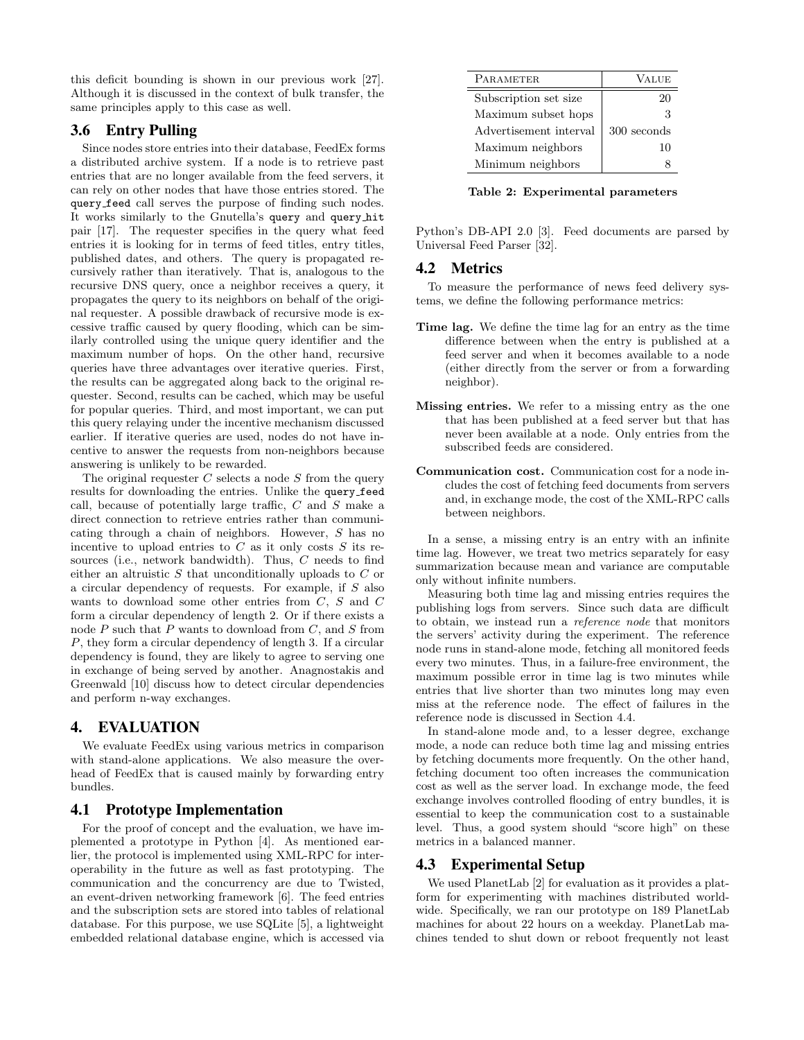this deficit bounding is shown in our previous work [27]. Although it is discussed in the context of bulk transfer, the same principles apply to this case as well.

### 3.6 Entry Pulling

Since nodes store entries into their database, FeedEx forms a distributed archive system. If a node is to retrieve past entries that are no longer available from the feed servers, it can rely on other nodes that have those entries stored. The `query_feed` call serves the purpose of finding such nodes. It works similarly to the Gnutella's `query` and `query_hit` pair [17]. The requester specifies in the query what feed entries it is looking for in terms of feed titles, entry titles, published dates, and others. The query is propagated recursively rather than iteratively. That is, analogous to the recursive DNS query, once a neighbor receives a query, it propagates the query to its neighbors on behalf of the original requester. A possible drawback of recursive mode is excessive traffic caused by query flooding, which can be similarly controlled using the unique query identifier and the maximum number of hops. On the other hand, recursive queries have three advantages over iterative queries. First, the results can be aggregated along back to the original requester. Second, results can be cached, which may be useful for popular queries. Third, and most important, we can put this query relaying under the incentive mechanism discussed earlier. If iterative queries are used, nodes do not have incentive to answer the requests from non-neighbors because answering is unlikely to be rewarded.

The original requester $C$ selects a node $S$ from the query results for downloading the entries. Unlike the `query_feed` call, because of potentially large traffic, $C$ and $S$ make a direct connection to retrieve entries rather than communicating through a chain of neighbors. However, $S$ has no incentive to upload entries to $C$ as it only costs $S$ its resources (i.e., network bandwidth). Thus, $C$ needs to find either an altruistic $S$ that unconditionally uploads to $C$ or a circular dependency of requests. For example, if $S$ also wants to download some other entries from $C$, $S$ and $C$ form a circular dependency of length 2. Or if there exists a node $P$ such that $P$ wants to download from $C$, and $S$ from $P$, they form a circular dependency of length 3. If a circular dependency is found, they are likely to agree to serving one in exchange of being served by another. Anagnostakis and Greenwald [10] discuss how to detect circular dependencies and perform n-way exchanges.

## 4. EVALUATION

We evaluate FeedEx using various metrics in comparison with stand-alone applications. We also measure the overhead of FeedEx that is caused mainly by forwarding entry bundles.

### 4.1 Prototype Implementation

For the proof of concept and the evaluation, we have implemented a prototype in Python [4]. As mentioned earlier, the protocol is implemented using XML-RPC for interoperability in the future as well as fast prototyping. The communication and the concurrency are due to Twisted, an event-driven networking framework [6]. The feed entries and the subscription sets are stored into tables of relational database. For this purpose, we use SQLite [5], a lightweight embedded relational database engine, which is accessed via Python's DB-API 2.0 [3]. Feed documents are parsed by Universal Feed Parser [32].

| Parameter | Value |
|---|---|
| Subscription set size | 20 |
| Maximum subset hops | 3 |
| Advertisement interval | 300 seconds |
| Maximum neighbors | 10 |
| Minimum neighbors | 8 |

**Table 2: Experimental parameters**

### 4.2 Metrics

To measure the performance of news feed delivery systems, we define the following performance metrics:

**Time lag.** We define the time lag for an entry as the time difference between when the entry is published at a feed server and when it becomes available to a node (either directly from the server or from a forwarding neighbor).

**Missing entries.** We refer to a missing entry as the one that has been published at a feed server but that has never been available at a node. Only entries from the subscribed feeds are considered.

**Communication cost.** Communication cost for a node includes the cost of fetching feed documents from servers and, in exchange mode, the cost of the XML-RPC calls between neighbors.

In a sense, a missing entry is an entry with an infinite time lag. However, we treat two metrics separately for easy summarization because mean and variance are computable only without infinite numbers.

Measuring both time lag and missing entries requires the publishing logs from servers. Since such data are difficult to obtain, we instead run a *reference node* that monitors the servers' activity during the experiment. The reference node runs in stand-alone mode, fetching all monitored feeds every two minutes. Thus, in a failure-free environment, the maximum possible error in time lag is two minutes while entries that live shorter than two minutes long may even miss at the reference node. The effect of failures in the reference node is discussed in Section 4.4.

In stand-alone mode and, to a lesser degree, exchange mode, a node can reduce both time lag and missing entries by fetching documents more frequently. On the other hand, fetching document too often increases the communication cost as well as the server load. In exchange mode, the feed exchange involves controlled flooding of entry bundles, it is essential to keep the communication cost to a sustainable level. Thus, a good system should "score high" on these metrics in a balanced manner.

### 4.3 Experimental Setup

We used PlanetLab [2] for evaluation as it provides a platform for experimenting with machines distributed worldwide. Specifically, we ran our prototype on 189 PlanetLab machines for about 22 hours on a weekday. PlanetLab machines tended to shut down or reboot frequently not least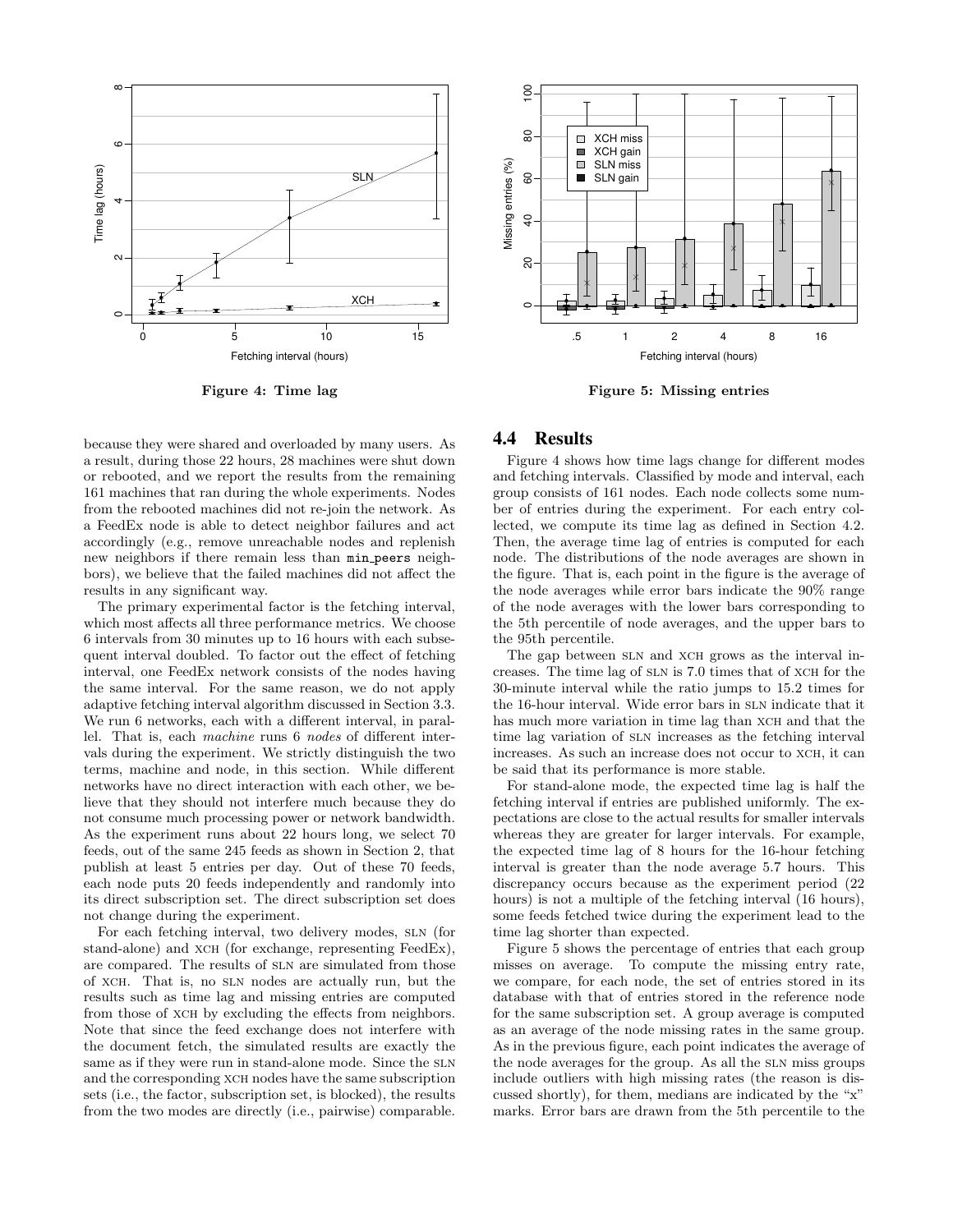Figure 4: Time lag

Figure 5: Missing entries

because they were shared and overloaded by many users. As a result, during those 22 hours, 28 machines were shut down or rebooted, and we report the results from the remaining 161 machines that ran during the whole experiments. Nodes from the rebooted machines did not re-join the network. As a FeedEx node is able to detect neighbor failures and act accordingly (e.g., remove unreachable nodes and replenish new neighbors if there remain less than `min_peers` neighbors), we believe that the failed machines did not affect the results in any significant way.

The primary experimental factor is the fetching interval, which most affects all three performance metrics. We choose 6 intervals from 30 minutes up to 16 hours with each subsequent interval doubled. To factor out the effect of fetching interval, one FeedEx network consists of the nodes having the same interval. For the same reason, we do not apply adaptive fetching interval algorithm discussed in Section 3.3. We run 6 networks, each with a different interval, in parallel. That is, each *machine* runs 6 *nodes* of different intervals during the experiment. We strictly distinguish the two terms, machine and node, in this section. While different networks have no direct interaction with each other, we believe that they should not interfere much because they do not consume much processing power or network bandwidth. As the experiment runs about 22 hours long, we select 70 feeds, out of the same 245 feeds as shown in Section 2, that publish at least 5 entries per day. Out of these 70 feeds, each node puts 20 feeds independently and randomly into its direct subscription set. The direct subscription set does not change during the experiment.

For each fetching interval, two delivery modes, SLN (for stand-alone) and XCH (for exchange, representing FeedEx), are compared. The results of SLN are simulated from those of XCH. That is, no SLN nodes are actually run, but the results such as time lag and missing entries are computed from those of XCH by excluding the effects from neighbors. Note that since the feed exchange does not interfere with the document fetch, the simulated results are exactly the same as if they were run in stand-alone mode. Since the SLN and the corresponding XCH nodes have the same subscription sets (i.e., the factor, subscription set, is blocked), the results from the two modes are directly (i.e., pairwise) comparable.

## 4.4 Results

Figure 4 shows how time lags change for different modes and fetching intervals. Classified by mode and interval, each group consists of 161 nodes. Each node collects some number of entries during the experiment. For each entry collected, we compute its time lag as defined in Section 4.2. Then, the average time lag of entries is computed for each node. The distributions of the node averages are shown in the figure. That is, each point in the figure is the average of the node averages while error bars indicate the 90% range of the node averages with the lower bars corresponding to the 5th percentile of node averages, and the upper bars to the 95th percentile.

The gap between SLN and XCH grows as the interval increases. The time lag of SLN is 7.0 times that of XCH for the 30-minute interval while the ratio jumps to 15.2 times for the 16-hour interval. Wide error bars in SLN indicate that it has much more variation in time lag than XCH and that the time lag variation of SLN increases as the fetching interval increases. As such an increase does not occur to XCH, it can be said that its performance is more stable.

For stand-alone mode, the expected time lag is half the fetching interval if entries are published uniformly. The expectations are close to the actual results for smaller intervals whereas they are greater for larger intervals. For example, the expected time lag of 8 hours for the 16-hour fetching interval is greater than the node average 5.7 hours. This discrepancy occurs because as the experiment period (22 hours) is not a multiple of the fetching interval (16 hours), some feeds fetched twice during the experiment lead to the time lag shorter than expected.

Figure 5 shows the percentage of entries that each group misses on average. To compute the missing entry rate, we compare, for each node, the set of entries stored in its database with that of entries stored in the reference node for the same subscription set. A group average is computed as an average of the node missing rates in the same group. As in the previous figure, each point indicates the average of the node averages for the group. As all the SLN miss groups include outliers with high missing rates (the reason is discussed shortly), for them, medians are indicated by the "x" marks. Error bars are drawn from the 5th percentile to the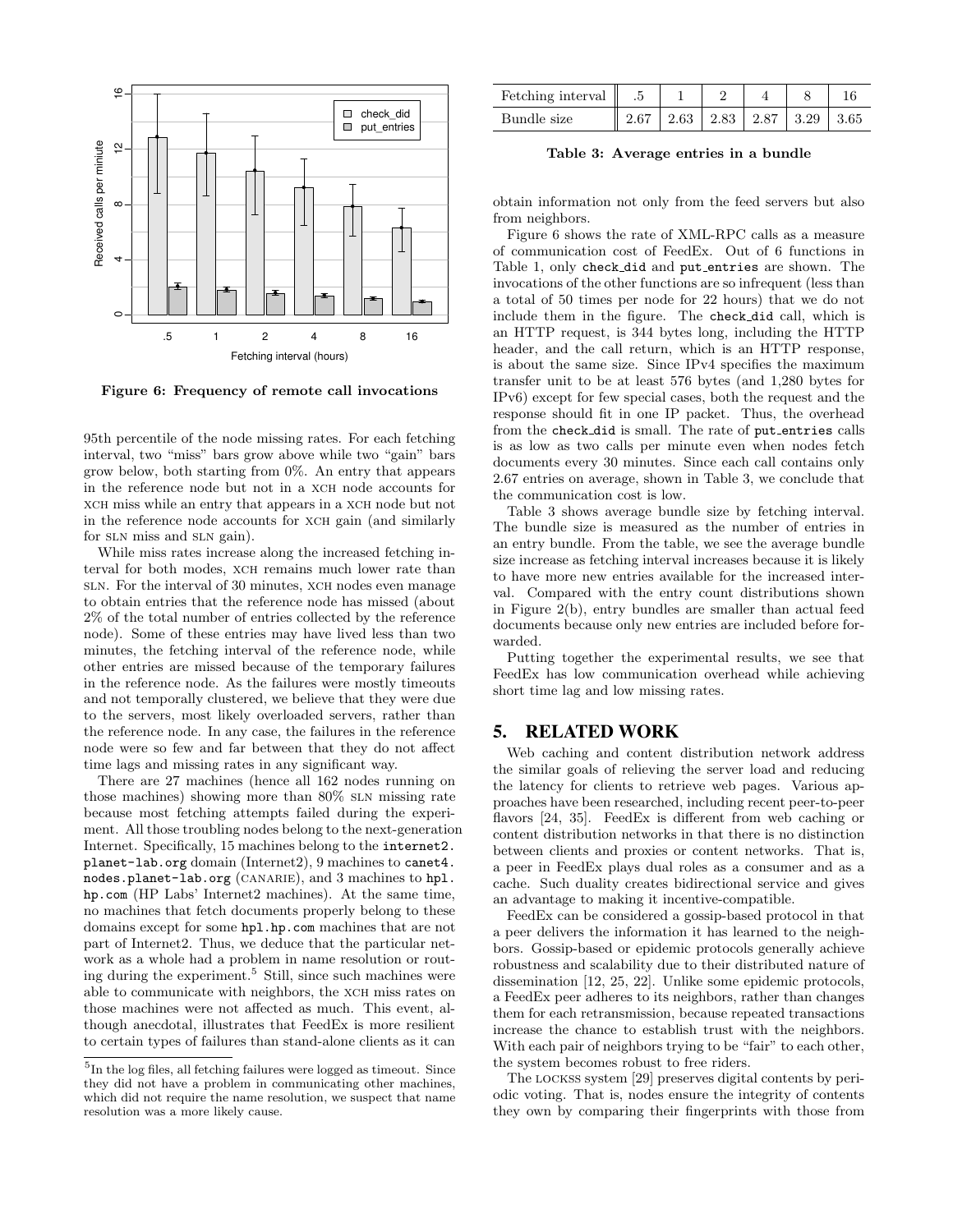Figure 6: Frequency of remote call invocations

95th percentile of the node missing rates. For each fetching interval, two "miss" bars grow above while two "gain" bars grow below, both starting from 0%. An entry that appears in the reference node but not in a XCH node accounts for XCH miss while an entry that appears in a XCH node but not in the reference node accounts for XCH gain (and similarly for SLN miss and SLN gain).

While miss rates increase along the increased fetching interval for both modes, XCH remains much lower rate than SLN. For the interval of 30 minutes, XCH nodes even manage to obtain entries that the reference node has missed (about 2% of the total number of entries collected by the reference node). Some of these entries may have lived less than two minutes, the fetching interval of the reference node, while other entries are missed because of the temporary failures in the reference node. As the failures were mostly timeouts and not temporally clustered, we believe that they were due to the servers, most likely overloaded servers, rather than the reference node. In any case, the failures in the reference node were so few and far between that they do not affect time lags and missing rates in any significant way.

There are 27 machines (hence all 162 nodes running on those machines) showing more than 80% SLN missing rate because most fetching attempts failed during the experiment. All those troubling nodes belong to the next-generation Internet. Specifically, 15 machines belong to the `internet2.planet-lab.org` domain (Internet2), 9 machines to `canet4.nodes.planet-lab.org` (CANARIE), and 3 machines to `hpl.hp.com` (HP Labs' Internet2 machines). At the same time, no machines that fetch documents properly belong to these domains except for some `hpl.hp.com` machines that are not part of Internet2. Thus, we deduce that the particular network as a whole had a problem in name resolution or routing during the experiment.[5] Still, since such machines were able to communicate with neighbors, the XCH miss rates on those machines were not affected as much. This event, although anecdotal, illustrates that FeedEx is more resilient to certain types of failures than stand-alone clients as it can obtain information not only from the feed servers but also from neighbors.

[5] In the log files, all fetching failures were logged as timeout. Since they did not have a problem in communicating other machines, which did not require the name resolution, we suspect that name resolution was a more likely cause.

| Fetching interval | .5 | 1 | 2 | 4 | 8 | 16 |
|---|---|---|---|---|---|---|
| Bundle size | 2.67 | 2.63 | 2.83 | 2.87 | 3.29 | 3.65 |

**Table 3: Average entries in a bundle**

Figure 6 shows the rate of XML-RPC calls as a measure of communication cost of FeedEx. Out of 6 functions in Table 1, only `check_did` and `put_entries` are shown. The invocations of the other functions are so infrequent (less than a total of 50 times per node for 22 hours) that we do not include them in the figure. The `check_did` call, which is an HTTP request, is 344 bytes long, including the HTTP header, and the call return, which is an HTTP response, is about the same size. Since IPv4 specifies the maximum transfer unit to be at least 576 bytes (and 1,280 bytes for IPv6) except for few special cases, both the request and the response should fit in one IP packet. Thus, the overhead from the `check_did` is small. The rate of `put_entries` calls is as low as two calls per minute even when nodes fetch documents every 30 minutes. Since each call contains only 2.67 entries on average, shown in Table 3, we conclude that the communication cost is low.

Table 3 shows average bundle size by fetching interval. The bundle size is measured as the number of entries in an entry bundle. From the table, we see the average bundle size increase as fetching interval increases because it is likely to have more new entries available for the increased interval. Compared with the entry count distributions shown in Figure 2(b), entry bundles are smaller than actual feed documents because only new entries are included before forwarded.

Putting together the experimental results, we see that FeedEx has low communication overhead while achieving short time lag and low missing rates.

## 5. RELATED WORK

Web caching and content distribution network address the similar goals of relieving the server load and reducing the latency for clients to retrieve web pages. Various approaches have been researched, including recent peer-to-peer flavors [24, 35]. FeedEx is different from web caching or content distribution networks in that there is no distinction between clients and proxies or content networks. That is, a peer in FeedEx plays dual roles as a consumer and as a cache. Such duality creates bidirectional service and gives an advantage to making it incentive-compatible.

FeedEx can be considered a gossip-based protocol in that a peer delivers the information it has learned to the neighbors. Gossip-based or epidemic protocols generally achieve robustness and scalability due to their distributed nature of dissemination [12, 25, 22]. Unlike some epidemic protocols, a FeedEx peer adheres to its neighbors, rather than changes them for each retransmission, because repeated transactions increase the chance to establish trust with the neighbors. With each pair of neighbors trying to be "fair" to each other, the system becomes robust to free riders.

The LOCKSS system [29] preserves digital contents by periodic voting. That is, nodes ensure the integrity of contents they own by comparing their fingerprints with those from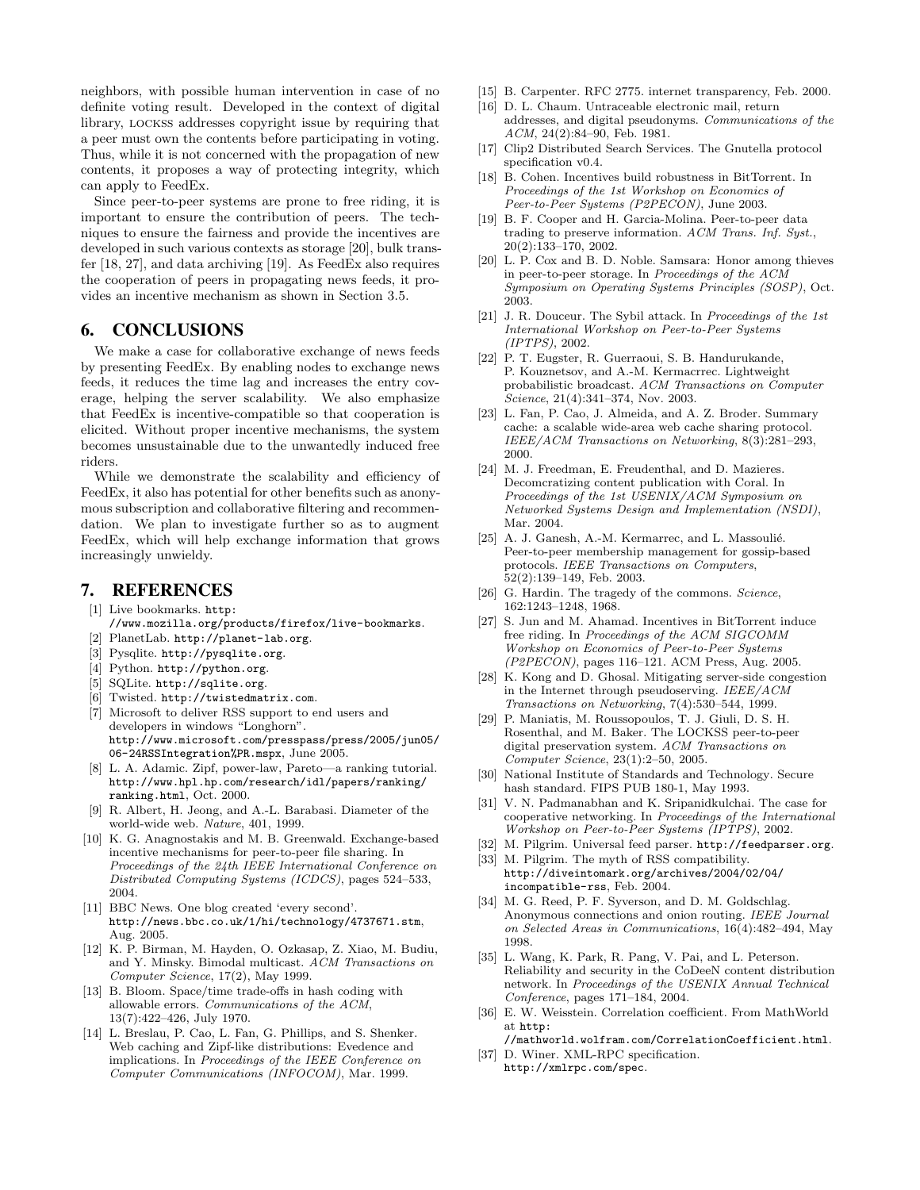neighbors, with possible human intervention in case of no definite voting result. Developed in the context of digital library, LOCKSS addresses copyright issue by requiring that a peer must own the contents before participating in voting. Thus, while it is not concerned with the propagation of new contents, it proposes a way of protecting integrity, which can apply to FeedEx.

Since peer-to-peer systems are prone to free riding, it is important to ensure the contribution of peers. The techniques to ensure the fairness and provide the incentives are developed in such various contexts as storage [20], bulk transfer [18, 27], and data archiving [19]. As FeedEx also requires the cooperation of peers in propagating news feeds, it provides an incentive mechanism as shown in Section 3.5.

## 6. CONCLUSIONS

We make a case for collaborative exchange of news feeds by presenting FeedEx. By enabling nodes to exchange news feeds, it reduces the time lag and increases the entry coverage, helping the server scalability. We also emphasize that FeedEx is incentive-compatible so that cooperation is elicited. Without proper incentive mechanisms, the system becomes unsustainable due to the unwantedly induced free riders.

While we demonstrate the scalability and efficiency of FeedEx, it also has potential for other benefits such as anonymous subscription and collaborative filtering and recommendation. We plan to investigate further so as to augment FeedEx, which will help exchange information that grows increasingly unwieldy.

## 7. REFERENCES

[1] Live bookmarks. http://www.mozilla.org/products/firefox/live-bookmarks.

[2] PlanetLab. http://planet-lab.org.

[3] Pysqlite. http://pysqlite.org.

[4] Python. http://python.org.

[5] SQLite. http://sqlite.org.

[6] Twisted. http://twistedmatrix.com.

[7] Microsoft to deliver RSS support to end users and developers in windows "Longhorn". http://www.microsoft.com/presspass/press/2005/jun05/06-24RSSIntegration%PR.mspx, June 2005.

[8] L. A. Adamic. Zipf, power-law, Pareto—a ranking tutorial. http://www.hpl.hp.com/research/idl/papers/ranking/ranking.html, Oct. 2000.

[9] R. Albert, H. Jeong, and A.-L. Barabasi. Diameter of the world-wide web. *Nature*, 401, 1999.

[10] K. G. Anagnostakis and M. B. Greenwald. Exchange-based incentive mechanisms for peer-to-peer file sharing. In *Proceedings of the 24th IEEE International Conference on Distributed Computing Systems (ICDCS)*, pages 524–533, 2004.

[11] BBC News. One blog created 'every second'. http://news.bbc.co.uk/1/hi/technology/4737671.stm, Aug. 2005.

[12] K. P. Birman, M. Hayden, O. Ozkasap, Z. Xiao, M. Budiu, and Y. Minsky. Bimodal multicast. *ACM Transactions on Computer Science*, 17(2), May 1999.

[13] B. Bloom. Space/time trade-offs in hash coding with allowable errors. *Communications of the ACM*, 13(7):422–426, July 1970.

[14] L. Breslau, P. Cao, L. Fan, G. Phillips, and S. Shenker. Web caching and Zipf-like distributions: Evedence and implications. In *Proceedings of the IEEE Conference on Computer Communications (INFOCOM)*, Mar. 1999.

[15] B. Carpenter. RFC 2775. internet transparency, Feb. 2000.

[16] D. L. Chaum. Untraceable electronic mail, return addresses, and digital pseudonyms. *Communications of the ACM*, 24(2):84–90, Feb. 1981.

[17] Clip2 Distributed Search Services. The Gnutella protocol specification v0.4.

[18] B. Cohen. Incentives build robustness in BitTorrent. In *Proceedings of the 1st Workshop on Economics of Peer-to-Peer Systems (P2PECON)*, June 2003.

[19] B. F. Cooper and H. Garcia-Molina. Peer-to-peer data trading to preserve information. *ACM Trans. Inf. Syst.*, 20(2):133–170, 2002.

[20] L. P. Cox and B. D. Noble. Samsara: Honor among thieves in peer-to-peer storage. In *Proceedings of the ACM Symposium on Operating Systems Principles (SOSP)*, Oct. 2003.

[21] J. R. Douceur. The Sybil attack. In *Proceedings of the 1st International Workshop on Peer-to-Peer Systems (IPTPS)*, 2002.

[22] P. T. Eugster, R. Guerraoui, S. B. Handurukande, P. Kouznetsov, and A.-M. Kermacrrec. Lightweight probabilistic broadcast. *ACM Transactions on Computer Science*, 21(4):341–374, Nov. 2003.

[23] L. Fan, P. Cao, J. Almeida, and A. Z. Broder. Summary cache: a scalable wide-area web cache sharing protocol. *IEEE/ACM Transactions on Networking*, 8(3):281–293, 2000.

[24] M. J. Freedman, E. Freudenthal, and D. Mazieres. Decomcratizing content publication with Coral. In *Proceedings of the 1st USENIX/ACM Symposium on Networked Systems Design and Implementation (NSDI)*, Mar. 2004.

[25] A. J. Ganesh, A.-M. Kermarrec, and L. Massoulié. Peer-to-peer membership management for gossip-based protocols. *IEEE Transactions on Computers*, 52(2):139–149, Feb. 2003.

[26] G. Hardin. The tragedy of the commons. *Science*, 162:1243–1248, 1968.

[27] S. Jun and M. Ahamad. Incentives in BitTorrent induce free riding. In *Proceedings of the ACM SIGCOMM Workshop on Economics of Peer-to-Peer Systems (P2PECON)*, pages 116–121. ACM Press, Aug. 2005.

[28] K. Kong and D. Ghosal. Mitigating server-side congestion in the Internet through pseudoserving. *IEEE/ACM Transactions on Networking*, 7(4):530–544, 1999.

[29] P. Maniatis, M. Roussopoulos, T. J. Giuli, D. S. H. Rosenthal, and M. Baker. The LOCKSS peer-to-peer digital preservation system. *ACM Transactions on Computer Science*, 23(1):2–50, 2005.

[30] National Institute of Standards and Technology. Secure hash standard. FIPS PUB 180-1, May 1993.

[31] V. N. Padmanabhan and K. Sripanidkulchai. The case for cooperative networking. In *Proceedings of the International Workshop on Peer-to-Peer Systems (IPTPS)*, 2002.

[32] M. Pilgrim. Universal feed parser. http://feedparser.org.

[33] M. Pilgrim. The myth of RSS compatibility. http://diveintomark.org/archives/2004/02/04/incompatible-rss, Feb. 2004.

[34] M. G. Reed, P. F. Syverson, and D. M. Goldschlag. Anonymous connections and onion routing. *IEEE Journal on Selected Areas in Communications*, 16(4):482–494, May 1998.

[35] L. Wang, K. Park, R. Pang, V. Pai, and L. Peterson. Reliability and security in the CoDeeN content distribution network. In *Proceedings of the USENIX Annual Technical Conference*, pages 171–184, 2004.

[36] E. W. Weisstein. Correlation coefficient. From MathWorld at http://mathworld.wolfram.com/CorrelationCoefficient.html.

[37] D. Winer. XML-RPC specification. http://xmlrpc.com/spec.